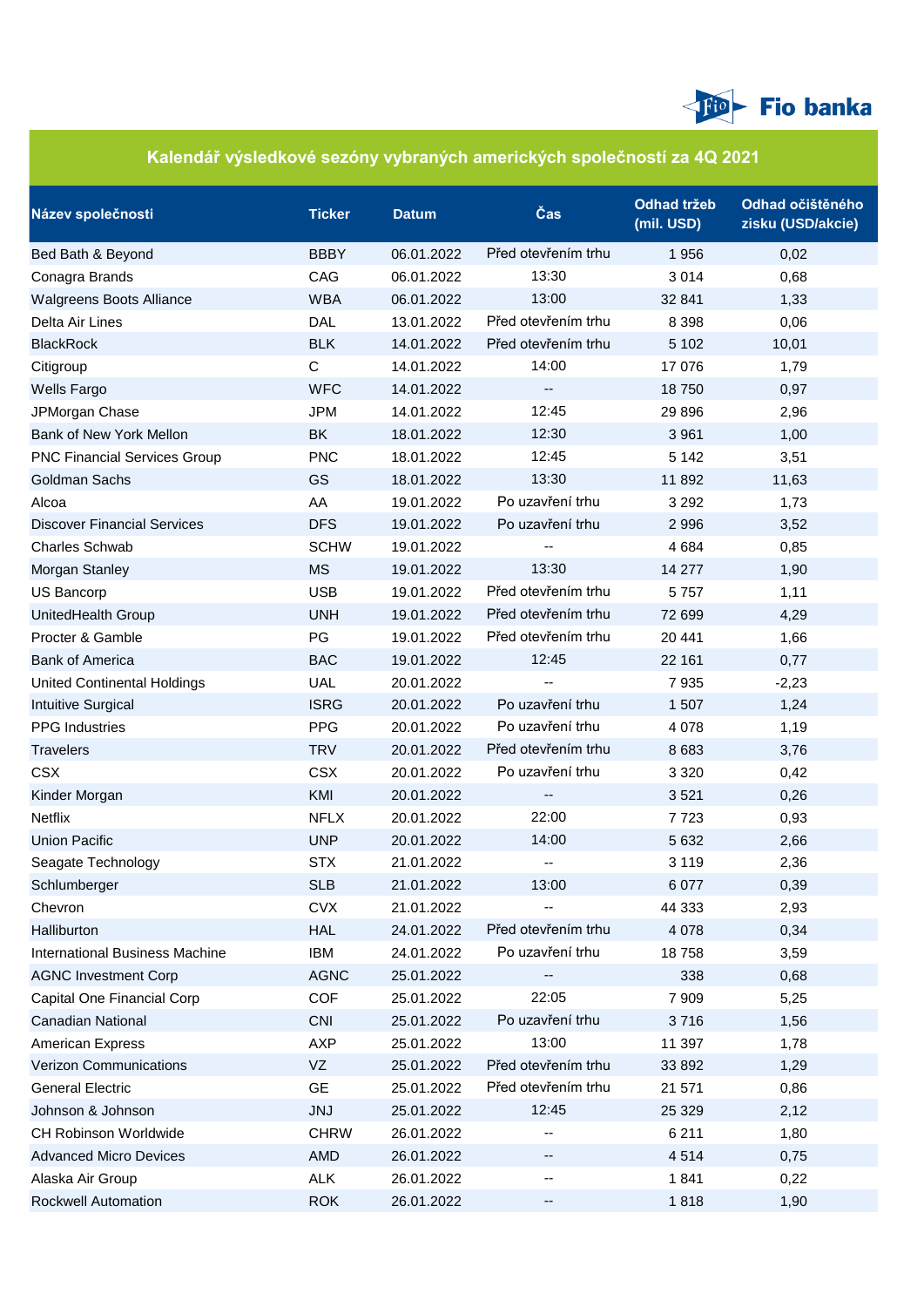## Kalendář výsledkové sezóny vybraných amerických společností za 4Q 2021

| Název společnosti | Ticker | Datum | Čas | Odhad tržeb (mil. USD) | Odhad očištěného zisku (USD/akcie) |
|---|---|---|---|---|---|
| Bed Bath & Beyond | BBBY | 06.01.2022 | Před otevřením trhu | 1 956 | 0,02 |
| Conagra Brands | CAG | 06.01.2022 | 13:30 | 3 014 | 0,68 |
| Walgreens Boots Alliance | WBA | 06.01.2022 | 13:00 | 32 841 | 1,33 |
| Delta Air Lines | DAL | 13.01.2022 | Před otevřením trhu | 8 398 | 0,06 |
| BlackRock | BLK | 14.01.2022 | Před otevřením trhu | 5 102 | 10,01 |
| Citigroup | C | 14.01.2022 | 14:00 | 17 076 | 1,79 |
| Wells Fargo | WFC | 14.01.2022 | -- | 18 750 | 0,97 |
| JPMorgan Chase | JPM | 14.01.2022 | 12:45 | 29 896 | 2,96 |
| Bank of New York Mellon | BK | 18.01.2022 | 12:30 | 3 961 | 1,00 |
| PNC Financial Services Group | PNC | 18.01.2022 | 12:45 | 5 142 | 3,51 |
| Goldman Sachs | GS | 18.01.2022 | 13:30 | 11 892 | 11,63 |
| Alcoa | AA | 19.01.2022 | Po uzavření trhu | 3 292 | 1,73 |
| Discover Financial Services | DFS | 19.01.2022 | Po uzavření trhu | 2 996 | 3,52 |
| Charles Schwab | SCHW | 19.01.2022 | -- | 4 684 | 0,85 |
| Morgan Stanley | MS | 19.01.2022 | 13:30 | 14 277 | 1,90 |
| US Bancorp | USB | 19.01.2022 | Před otevřením trhu | 5 757 | 1,11 |
| UnitedHealth Group | UNH | 19.01.2022 | Před otevřením trhu | 72 699 | 4,29 |
| Procter & Gamble | PG | 19.01.2022 | Před otevřením trhu | 20 441 | 1,66 |
| Bank of America | BAC | 19.01.2022 | 12:45 | 22 161 | 0,77 |
| United Continental Holdings | UAL | 20.01.2022 | -- | 7 935 | -2,23 |
| Intuitive Surgical | ISRG | 20.01.2022 | Po uzavření trhu | 1 507 | 1,24 |
| PPG Industries | PPG | 20.01.2022 | Po uzavření trhu | 4 078 | 1,19 |
| Travelers | TRV | 20.01.2022 | Před otevřením trhu | 8 683 | 3,76 |
| CSX | CSX | 20.01.2022 | Po uzavření trhu | 3 320 | 0,42 |
| Kinder Morgan | KMI | 20.01.2022 | -- | 3 521 | 0,26 |
| Netflix | NFLX | 20.01.2022 | 22:00 | 7 723 | 0,93 |
| Union Pacific | UNP | 20.01.2022 | 14:00 | 5 632 | 2,66 |
| Seagate Technology | STX | 21.01.2022 | -- | 3 119 | 2,36 |
| Schlumberger | SLB | 21.01.2022 | 13:00 | 6 077 | 0,39 |
| Chevron | CVX | 21.01.2022 | -- | 44 333 | 2,93 |
| Halliburton | HAL | 24.01.2022 | Před otevřením trhu | 4 078 | 0,34 |
| International Business Machine | IBM | 24.01.2022 | Po uzavření trhu | 18 758 | 3,59 |
| AGNC Investment Corp | AGNC | 25.01.2022 | -- | 338 | 0,68 |
| Capital One Financial Corp | COF | 25.01.2022 | 22:05 | 7 909 | 5,25 |
| Canadian National | CNI | 25.01.2022 | Po uzavření trhu | 3 716 | 1,56 |
| American Express | AXP | 25.01.2022 | 13:00 | 11 397 | 1,78 |
| Verizon Communications | VZ | 25.01.2022 | Před otevřením trhu | 33 892 | 1,29 |
| General Electric | GE | 25.01.2022 | Před otevřením trhu | 21 571 | 0,86 |
| Johnson & Johnson | JNJ | 25.01.2022 | 12:45 | 25 329 | 2,12 |
| CH Robinson Worldwide | CHRW | 26.01.2022 | -- | 6 211 | 1,80 |
| Advanced Micro Devices | AMD | 26.01.2022 | -- | 4 514 | 0,75 |
| Alaska Air Group | ALK | 26.01.2022 | -- | 1 841 | 0,22 |
| Rockwell Automation | ROK | 26.01.2022 | -- | 1 818 | 1,90 |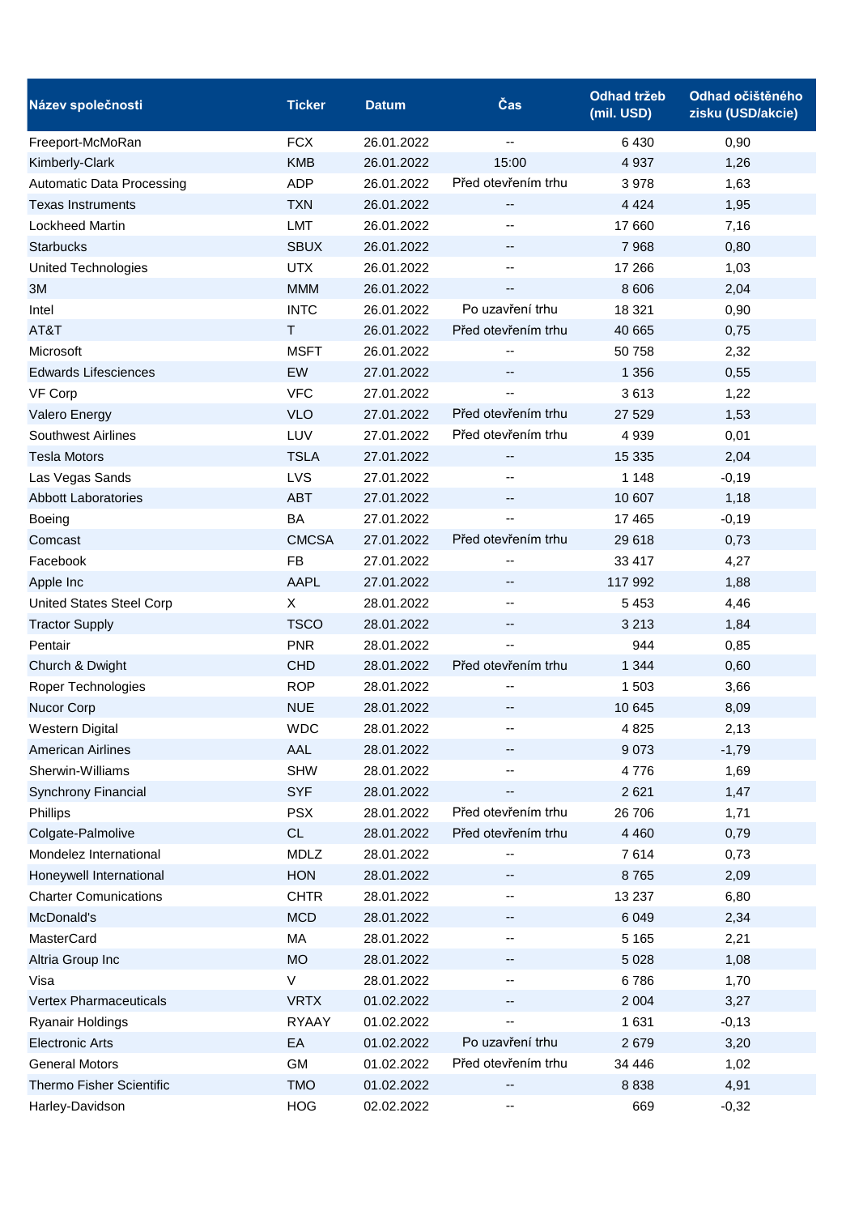| Název společnosti | Ticker | Datum | Čas | Odhad tržeb (mil. USD) | Odhad očištěného zisku (USD/akcie) |
|---|---|---|---|---|---|
| Freeport-McMoRan | FCX | 26.01.2022 | -- | 6 430 | 0,90 |
| Kimberly-Clark | KMB | 26.01.2022 | 15:00 | 4 937 | 1,26 |
| Automatic Data Processing | ADP | 26.01.2022 | Před otevřením trhu | 3 978 | 1,63 |
| Texas Instruments | TXN | 26.01.2022 | -- | 4 424 | 1,95 |
| Lockheed Martin | LMT | 26.01.2022 | -- | 17 660 | 7,16 |
| Starbucks | SBUX | 26.01.2022 | -- | 7 968 | 0,80 |
| United Technologies | UTX | 26.01.2022 | -- | 17 266 | 1,03 |
| 3M | MMM | 26.01.2022 | -- | 8 606 | 2,04 |
| Intel | INTC | 26.01.2022 | Po uzavření trhu | 18 321 | 0,90 |
| AT&T | T | 26.01.2022 | Před otevřením trhu | 40 665 | 0,75 |
| Microsoft | MSFT | 26.01.2022 | -- | 50 758 | 2,32 |
| Edwards Lifesciences | EW | 27.01.2022 | -- | 1 356 | 0,55 |
| VF Corp | VFC | 27.01.2022 | -- | 3 613 | 1,22 |
| Valero Energy | VLO | 27.01.2022 | Před otevřením trhu | 27 529 | 1,53 |
| Southwest Airlines | LUV | 27.01.2022 | Před otevřením trhu | 4 939 | 0,01 |
| Tesla Motors | TSLA | 27.01.2022 | -- | 15 335 | 2,04 |
| Las Vegas Sands | LVS | 27.01.2022 | -- | 1 148 | -0,19 |
| Abbott Laboratories | ABT | 27.01.2022 | -- | 10 607 | 1,18 |
| Boeing | BA | 27.01.2022 | -- | 17 465 | -0,19 |
| Comcast | CMCSA | 27.01.2022 | Před otevřením trhu | 29 618 | 0,73 |
| Facebook | FB | 27.01.2022 | -- | 33 417 | 4,27 |
| Apple Inc | AAPL | 27.01.2022 | -- | 117 992 | 1,88 |
| United States Steel Corp | X | 28.01.2022 | -- | 5 453 | 4,46 |
| Tractor Supply | TSCO | 28.01.2022 | -- | 3 213 | 1,84 |
| Pentair | PNR | 28.01.2022 | -- | 944 | 0,85 |
| Church & Dwight | CHD | 28.01.2022 | Před otevřením trhu | 1 344 | 0,60 |
| Roper Technologies | ROP | 28.01.2022 | -- | 1 503 | 3,66 |
| Nucor Corp | NUE | 28.01.2022 | -- | 10 645 | 8,09 |
| Western Digital | WDC | 28.01.2022 | -- | 4 825 | 2,13 |
| American Airlines | AAL | 28.01.2022 | -- | 9 073 | -1,79 |
| Sherwin-Williams | SHW | 28.01.2022 | -- | 4 776 | 1,69 |
| Synchrony Financial | SYF | 28.01.2022 | -- | 2 621 | 1,47 |
| Phillips | PSX | 28.01.2022 | Před otevřením trhu | 26 706 | 1,71 |
| Colgate-Palmolive | CL | 28.01.2022 | Před otevřením trhu | 4 460 | 0,79 |
| Mondelez International | MDLZ | 28.01.2022 | -- | 7 614 | 0,73 |
| Honeywell International | HON | 28.01.2022 | -- | 8 765 | 2,09 |
| Charter Comunications | CHTR | 28.01.2022 | -- | 13 237 | 6,80 |
| McDonald's | MCD | 28.01.2022 | -- | 6 049 | 2,34 |
| MasterCard | MA | 28.01.2022 | -- | 5 165 | 2,21 |
| Altria Group Inc | MO | 28.01.2022 | -- | 5 028 | 1,08 |
| Visa | V | 28.01.2022 | -- | 6 786 | 1,70 |
| Vertex Pharmaceuticals | VRTX | 01.02.2022 | -- | 2 004 | 3,27 |
| Ryanair Holdings | RYAAY | 01.02.2022 | -- | 1 631 | -0,13 |
| Electronic Arts | EA | 01.02.2022 | Po uzavření trhu | 2 679 | 3,20 |
| General Motors | GM | 01.02.2022 | Před otevřením trhu | 34 446 | 1,02 |
| Thermo Fisher Scientific | TMO | 01.02.2022 | -- | 8 838 | 4,91 |
| Harley-Davidson | HOG | 02.02.2022 | -- | 669 | -0,32 |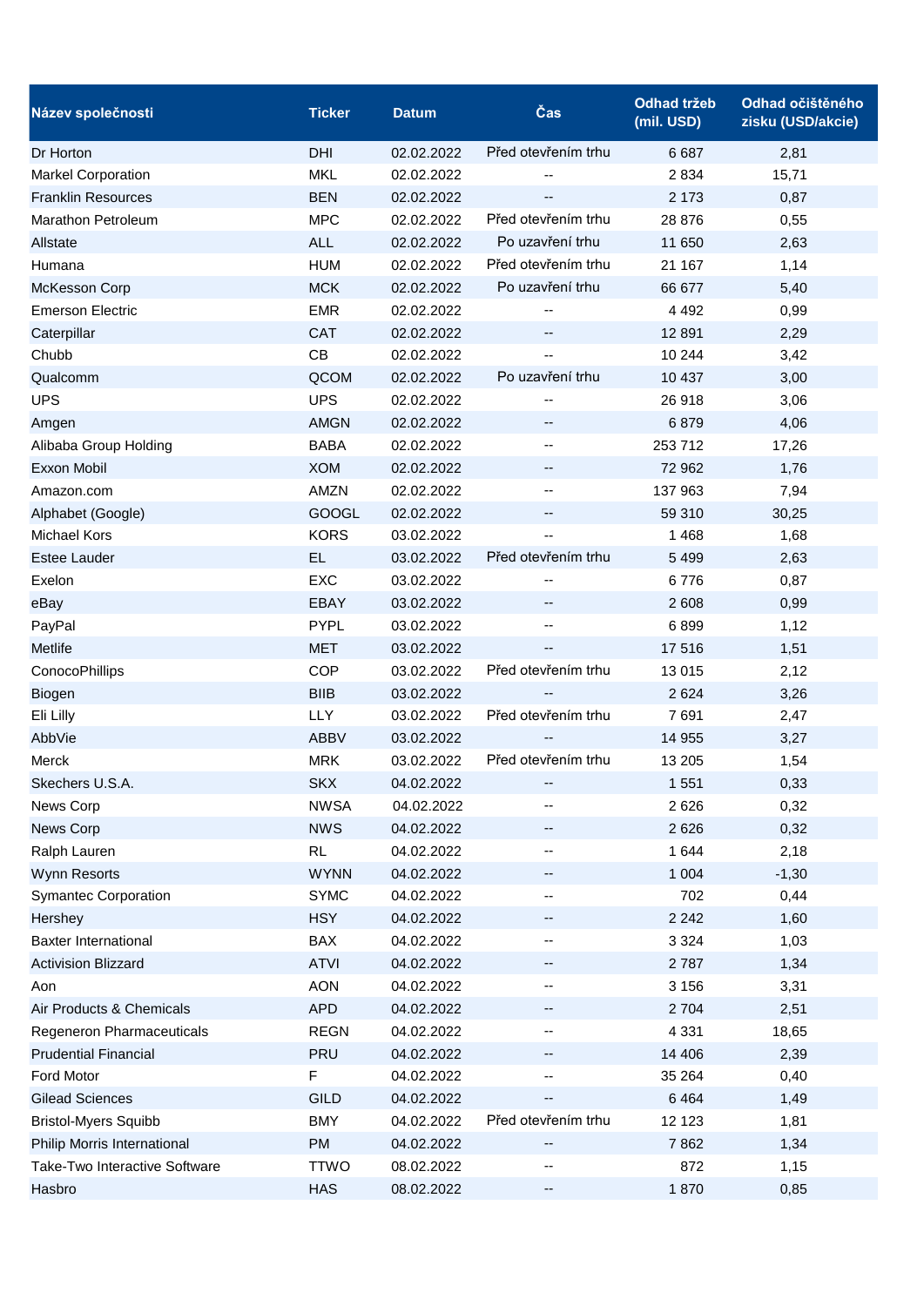| Název společnosti | Ticker | Datum | Čas | Odhad tržeb (mil. USD) | Odhad očištěného zisku (USD/akcie) |
|---|---|---|---|---|---|
| Dr Horton | DHI | 02.02.2022 | Před otevřením trhu | 6 687 | 2,81 |
| Markel Corporation | MKL | 02.02.2022 | -- | 2 834 | 15,71 |
| Franklin Resources | BEN | 02.02.2022 | -- | 2 173 | 0,87 |
| Marathon Petroleum | MPC | 02.02.2022 | Před otevřením trhu | 28 876 | 0,55 |
| Allstate | ALL | 02.02.2022 | Po uzavření trhu | 11 650 | 2,63 |
| Humana | HUM | 02.02.2022 | Před otevřením trhu | 21 167 | 1,14 |
| McKesson Corp | MCK | 02.02.2022 | Po uzavření trhu | 66 677 | 5,40 |
| Emerson Electric | EMR | 02.02.2022 | -- | 4 492 | 0,99 |
| Caterpillar | CAT | 02.02.2022 | -- | 12 891 | 2,29 |
| Chubb | CB | 02.02.2022 | -- | 10 244 | 3,42 |
| Qualcomm | QCOM | 02.02.2022 | Po uzavření trhu | 10 437 | 3,00 |
| UPS | UPS | 02.02.2022 | -- | 26 918 | 3,06 |
| Amgen | AMGN | 02.02.2022 | -- | 6 879 | 4,06 |
| Alibaba Group Holding | BABA | 02.02.2022 | -- | 253 712 | 17,26 |
| Exxon Mobil | XOM | 02.02.2022 | -- | 72 962 | 1,76 |
| Amazon.com | AMZN | 02.02.2022 | -- | 137 963 | 7,94 |
| Alphabet (Google) | GOOGL | 02.02.2022 | -- | 59 310 | 30,25 |
| Michael Kors | KORS | 03.02.2022 | -- | 1 468 | 1,68 |
| Estee Lauder | EL | 03.02.2022 | Před otevřením trhu | 5 499 | 2,63 |
| Exelon | EXC | 03.02.2022 | -- | 6 776 | 0,87 |
| eBay | EBAY | 03.02.2022 | -- | 2 608 | 0,99 |
| PayPal | PYPL | 03.02.2022 | -- | 6 899 | 1,12 |
| Metlife | MET | 03.02.2022 | -- | 17 516 | 1,51 |
| ConocoPhillips | COP | 03.02.2022 | Před otevřením trhu | 13 015 | 2,12 |
| Biogen | BIIB | 03.02.2022 | -- | 2 624 | 3,26 |
| Eli Lilly | LLY | 03.02.2022 | Před otevřením trhu | 7 691 | 2,47 |
| AbbVie | ABBV | 03.02.2022 | -- | 14 955 | 3,27 |
| Merck | MRK | 03.02.2022 | Před otevřením trhu | 13 205 | 1,54 |
| Skechers U.S.A. | SKX | 04.02.2022 | -- | 1 551 | 0,33 |
| News Corp | NWSA | 04.02.2022 | -- | 2 626 | 0,32 |
| News Corp | NWS | 04.02.2022 | -- | 2 626 | 0,32 |
| Ralph Lauren | RL | 04.02.2022 | -- | 1 644 | 2,18 |
| Wynn Resorts | WYNN | 04.02.2022 | -- | 1 004 | -1,30 |
| Symantec Corporation | SYMC | 04.02.2022 | -- | 702 | 0,44 |
| Hershey | HSY | 04.02.2022 | -- | 2 242 | 1,60 |
| Baxter International | BAX | 04.02.2022 | -- | 3 324 | 1,03 |
| Activision Blizzard | ATVI | 04.02.2022 | -- | 2 787 | 1,34 |
| Aon | AON | 04.02.2022 | -- | 3 156 | 3,31 |
| Air Products & Chemicals | APD | 04.02.2022 | -- | 2 704 | 2,51 |
| Regeneron Pharmaceuticals | REGN | 04.02.2022 | -- | 4 331 | 18,65 |
| Prudential Financial | PRU | 04.02.2022 | -- | 14 406 | 2,39 |
| Ford Motor | F | 04.02.2022 | -- | 35 264 | 0,40 |
| Gilead Sciences | GILD | 04.02.2022 | -- | 6 464 | 1,49 |
| Bristol-Myers Squibb | BMY | 04.02.2022 | Před otevřením trhu | 12 123 | 1,81 |
| Philip Morris International | PM | 04.02.2022 | -- | 7 862 | 1,34 |
| Take-Two Interactive Software | TTWO | 08.02.2022 | -- | 872 | 1,15 |
| Hasbro | HAS | 08.02.2022 | -- | 1 870 | 0,85 |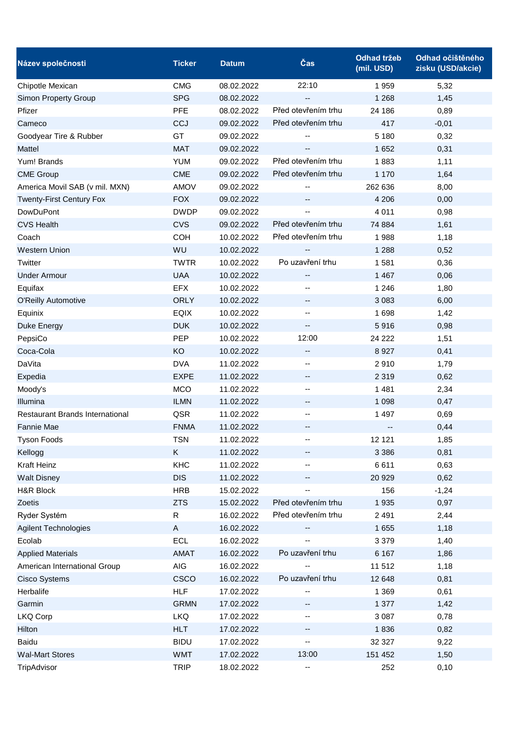| Název společnosti | Ticker | Datum | Čas | Odhad tržeb (mil. USD) | Odhad očištěného zisku (USD/akcie) |
|---|---|---|---|---|---|
| Chipotle Mexican | CMG | 08.02.2022 | 22:10 | 1 959 | 5,32 |
| Simon Property Group | SPG | 08.02.2022 | -- | 1 268 | 1,45 |
| Pfizer | PFE | 08.02.2022 | Před otevřením trhu | 24 186 | 0,89 |
| Cameco | CCJ | 09.02.2022 | Před otevřením trhu | 417 | -0,01 |
| Goodyear Tire & Rubber | GT | 09.02.2022 | -- | 5 180 | 0,32 |
| Mattel | MAT | 09.02.2022 | -- | 1 652 | 0,31 |
| Yum! Brands | YUM | 09.02.2022 | Před otevřením trhu | 1 883 | 1,11 |
| CME Group | CME | 09.02.2022 | Před otevřením trhu | 1 170 | 1,64 |
| America Movil SAB (v mil. MXN) | AMOV | 09.02.2022 | -- | 262 636 | 8,00 |
| Twenty-First Century Fox | FOX | 09.02.2022 | -- | 4 206 | 0,00 |
| DowDuPont | DWDP | 09.02.2022 | -- | 4 011 | 0,98 |
| CVS Health | CVS | 09.02.2022 | Před otevřením trhu | 74 884 | 1,61 |
| Coach | COH | 10.02.2022 | Před otevřením trhu | 1 988 | 1,18 |
| Western Union | WU | 10.02.2022 | -- | 1 288 | 0,52 |
| Twitter | TWTR | 10.02.2022 | Po uzavření trhu | 1 581 | 0,36 |
| Under Armour | UAA | 10.02.2022 | -- | 1 467 | 0,06 |
| Equifax | EFX | 10.02.2022 | -- | 1 246 | 1,80 |
| O'Reilly Automotive | ORLY | 10.02.2022 | -- | 3 083 | 6,00 |
| Equinix | EQIX | 10.02.2022 | -- | 1 698 | 1,42 |
| Duke Energy | DUK | 10.02.2022 | -- | 5 916 | 0,98 |
| PepsiCo | PEP | 10.02.2022 | 12:00 | 24 222 | 1,51 |
| Coca-Cola | KO | 10.02.2022 | -- | 8 927 | 0,41 |
| DaVita | DVA | 11.02.2022 | -- | 2 910 | 1,79 |
| Expedia | EXPE | 11.02.2022 | -- | 2 319 | 0,62 |
| Moody's | MCO | 11.02.2022 | -- | 1 481 | 2,34 |
| Illumina | ILMN | 11.02.2022 | -- | 1 098 | 0,47 |
| Restaurant Brands International | QSR | 11.02.2022 | -- | 1 497 | 0,69 |
| Fannie Mae | FNMA | 11.02.2022 | -- | -- | 0,44 |
| Tyson Foods | TSN | 11.02.2022 | -- | 12 121 | 1,85 |
| Kellogg | K | 11.02.2022 | -- | 3 386 | 0,81 |
| Kraft Heinz | KHC | 11.02.2022 | -- | 6 611 | 0,63 |
| Walt Disney | DIS | 11.02.2022 | -- | 20 929 | 0,62 |
| H&R Block | HRB | 15.02.2022 | -- | 156 | -1,24 |
| Zoetis | ZTS | 15.02.2022 | Před otevřením trhu | 1 935 | 0,97 |
| Ryder Systém | R | 16.02.2022 | Před otevřením trhu | 2 491 | 2,44 |
| Agilent Technologies | A | 16.02.2022 | -- | 1 655 | 1,18 |
| Ecolab | ECL | 16.02.2022 | -- | 3 379 | 1,40 |
| Applied Materials | AMAT | 16.02.2022 | Po uzavření trhu | 6 167 | 1,86 |
| American International Group | AIG | 16.02.2022 | -- | 11 512 | 1,18 |
| Cisco Systems | CSCO | 16.02.2022 | Po uzavření trhu | 12 648 | 0,81 |
| Herbalife | HLF | 17.02.2022 | -- | 1 369 | 0,61 |
| Garmin | GRMN | 17.02.2022 | -- | 1 377 | 1,42 |
| LKQ Corp | LKQ | 17.02.2022 | -- | 3 087 | 0,78 |
| Hilton | HLT | 17.02.2022 | -- | 1 836 | 0,82 |
| Baidu | BIDU | 17.02.2022 | -- | 32 327 | 9,22 |
| Wal-Mart Stores | WMT | 17.02.2022 | 13:00 | 151 452 | 1,50 |
| TripAdvisor | TRIP | 18.02.2022 | -- | 252 | 0,10 |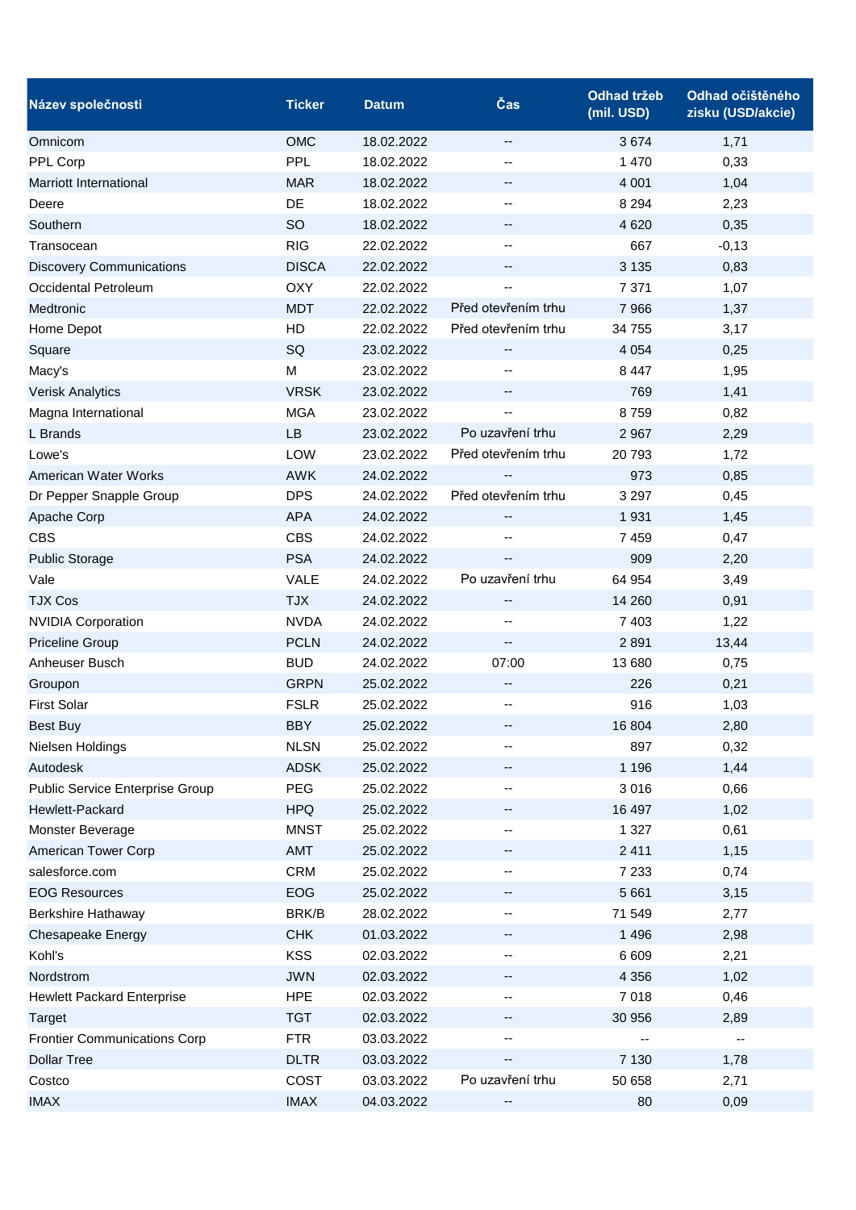| Název společnosti | Ticker | Datum | Čas | Odhad tržeb (mil. USD) | Odhad očištěného zisku (USD/akcie) |
|---|---|---|---|---|---|
| Omnicom | OMC | 18.02.2022 | -- | 3 674 | 1,71 |
| PPL Corp | PPL | 18.02.2022 | -- | 1 470 | 0,33 |
| Marriott International | MAR | 18.02.2022 | -- | 4 001 | 1,04 |
| Deere | DE | 18.02.2022 | -- | 8 294 | 2,23 |
| Southern | SO | 18.02.2022 | -- | 4 620 | 0,35 |
| Transocean | RIG | 22.02.2022 | -- | 667 | -0,13 |
| Discovery Communications | DISCA | 22.02.2022 | -- | 3 135 | 0,83 |
| Occidental Petroleum | OXY | 22.02.2022 | -- | 7 371 | 1,07 |
| Medtronic | MDT | 22.02.2022 | Před otevřením trhu | 7 966 | 1,37 |
| Home Depot | HD | 22.02.2022 | Před otevřením trhu | 34 755 | 3,17 |
| Square | SQ | 23.02.2022 | -- | 4 054 | 0,25 |
| Macy's | M | 23.02.2022 | -- | 8 447 | 1,95 |
| Verisk Analytics | VRSK | 23.02.2022 | -- | 769 | 1,41 |
| Magna International | MGA | 23.02.2022 | -- | 8 759 | 0,82 |
| L Brands | LB | 23.02.2022 | Po uzavření trhu | 2 967 | 2,29 |
| Lowe's | LOW | 23.02.2022 | Před otevřením trhu | 20 793 | 1,72 |
| American Water Works | AWK | 24.02.2022 | -- | 973 | 0,85 |
| Dr Pepper Snapple Group | DPS | 24.02.2022 | Před otevřením trhu | 3 297 | 0,45 |
| Apache Corp | APA | 24.02.2022 | -- | 1 931 | 1,45 |
| CBS | CBS | 24.02.2022 | -- | 7 459 | 0,47 |
| Public Storage | PSA | 24.02.2022 | -- | 909 | 2,20 |
| Vale | VALE | 24.02.2022 | Po uzavření trhu | 64 954 | 3,49 |
| TJX Cos | TJX | 24.02.2022 | -- | 14 260 | 0,91 |
| NVIDIA Corporation | NVDA | 24.02.2022 | -- | 7 403 | 1,22 |
| Priceline Group | PCLN | 24.02.2022 | -- | 2 891 | 13,44 |
| Anheuser Busch | BUD | 24.02.2022 | 07:00 | 13 680 | 0,75 |
| Groupon | GRPN | 25.02.2022 | -- | 226 | 0,21 |
| First Solar | FSLR | 25.02.2022 | -- | 916 | 1,03 |
| Best Buy | BBY | 25.02.2022 | -- | 16 804 | 2,80 |
| Nielsen Holdings | NLSN | 25.02.2022 | -- | 897 | 0,32 |
| Autodesk | ADSK | 25.02.2022 | -- | 1 196 | 1,44 |
| Public Service Enterprise Group | PEG | 25.02.2022 | -- | 3 016 | 0,66 |
| Hewlett-Packard | HPQ | 25.02.2022 | -- | 16 497 | 1,02 |
| Monster Beverage | MNST | 25.02.2022 | -- | 1 327 | 0,61 |
| American Tower Corp | AMT | 25.02.2022 | -- | 2 411 | 1,15 |
| salesforce.com | CRM | 25.02.2022 | -- | 7 233 | 0,74 |
| EOG Resources | EOG | 25.02.2022 | -- | 5 661 | 3,15 |
| Berkshire Hathaway | BRK/B | 28.02.2022 | -- | 71 549 | 2,77 |
| Chesapeake Energy | CHK | 01.03.2022 | -- | 1 496 | 2,98 |
| Kohl's | KSS | 02.03.2022 | -- | 6 609 | 2,21 |
| Nordstrom | JWN | 02.03.2022 | -- | 4 356 | 1,02 |
| Hewlett Packard Enterprise | HPE | 02.03.2022 | -- | 7 018 | 0,46 |
| Target | TGT | 02.03.2022 | -- | 30 956 | 2,89 |
| Frontier Communications Corp | FTR | 03.03.2022 | -- | -- | -- |
| Dollar Tree | DLTR | 03.03.2022 | -- | 7 130 | 1,78 |
| Costco | COST | 03.03.2022 | Po uzavření trhu | 50 658 | 2,71 |
| IMAX | IMAX | 04.03.2022 | -- | 80 | 0,09 |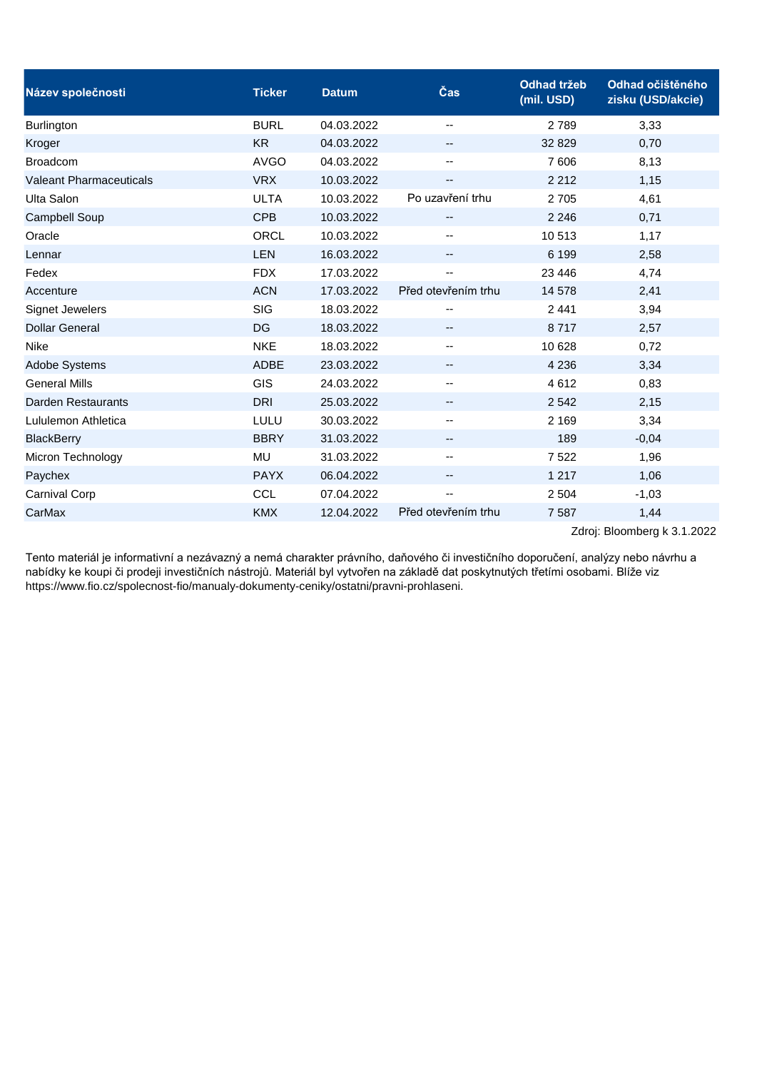| Název společnosti | Ticker | Datum | Čas | Odhad tržeb (mil. USD) | Odhad očištěného zisku (USD/akcie) |
| --- | --- | --- | --- | --- | --- |
| Burlington | BURL | 04.03.2022 | -- | 2 789 | 3,33 |
| Kroger | KR | 04.03.2022 | -- | 32 829 | 0,70 |
| Broadcom | AVGO | 04.03.2022 | -- | 7 606 | 8,13 |
| Valeant Pharmaceuticals | VRX | 10.03.2022 | -- | 2 212 | 1,15 |
| Ulta Salon | ULTA | 10.03.2022 | Po uzavření trhu | 2 705 | 4,61 |
| Campbell Soup | CPB | 10.03.2022 | -- | 2 246 | 0,71 |
| Oracle | ORCL | 10.03.2022 | -- | 10 513 | 1,17 |
| Lennar | LEN | 16.03.2022 | -- | 6 199 | 2,58 |
| Fedex | FDX | 17.03.2022 | -- | 23 446 | 4,74 |
| Accenture | ACN | 17.03.2022 | Před otevřením trhu | 14 578 | 2,41 |
| Signet Jewelers | SIG | 18.03.2022 | -- | 2 441 | 3,94 |
| Dollar General | DG | 18.03.2022 | -- | 8 717 | 2,57 |
| Nike | NKE | 18.03.2022 | -- | 10 628 | 0,72 |
| Adobe Systems | ADBE | 23.03.2022 | -- | 4 236 | 3,34 |
| General Mills | GIS | 24.03.2022 | -- | 4 612 | 0,83 |
| Darden Restaurants | DRI | 25.03.2022 | -- | 2 542 | 2,15 |
| Lululemon Athletica | LULU | 30.03.2022 | -- | 2 169 | 3,34 |
| BlackBerry | BBRY | 31.03.2022 | -- | 189 | -0,04 |
| Micron Technology | MU | 31.03.2022 | -- | 7 522 | 1,96 |
| Paychex | PAYX | 06.04.2022 | -- | 1 217 | 1,06 |
| Carnival Corp | CCL | 07.04.2022 | -- | 2 504 | -1,03 |
| CarMax | KMX | 12.04.2022 | Před otevřením trhu | 7 587 | 1,44 |

Zdroj: Bloomberg k 3.1.2022

Tento materiál je informativní a nezávazný a nemá charakter právního, daňového či investičního doporučení, analýzy nebo návrhu a nabídky ke koupi či prodeji investičních nástrojů. Materiál byl vytvořen na základě dat poskytnutých třetími osobami. Blíže viz https://www.fio.cz/spolecnost-fio/manualy-dokumenty-ceniky/ostatni/pravni-prohlaseni.